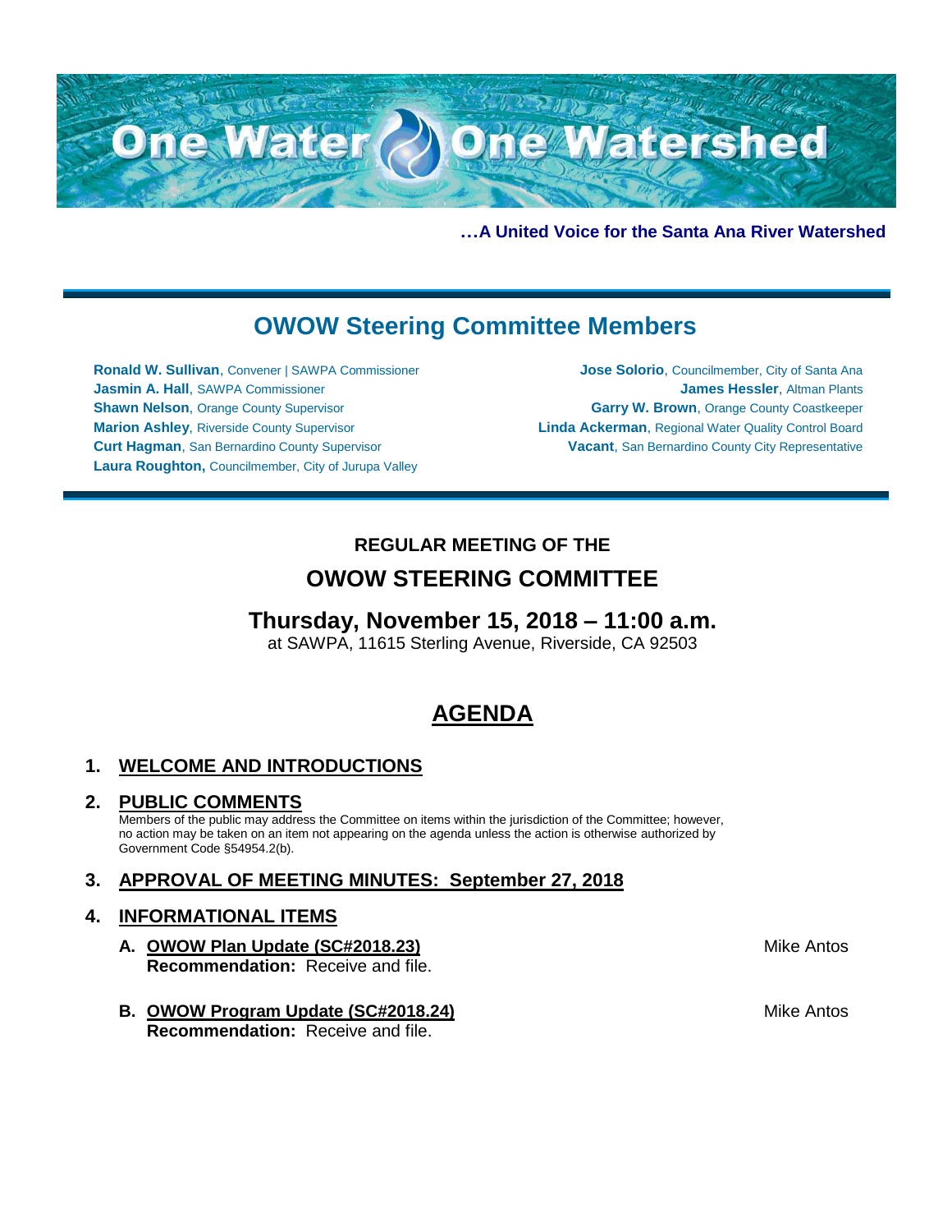# One Water One Watershed

**…A United Voice for the Santa Ana River Watershed**

## OWOW Steering Committee Members

**Ronald W. Sullivan**, Convener | SAWPA Commissioner
**Jasmin A. Hall**, SAWPA Commissioner
**Shawn Nelson**, Orange County Supervisor
**Marion Ashley**, Riverside County Supervisor
**Curt Hagman**, San Bernardino County Supervisor
**Laura Roughton,** Councilmember, City of Jurupa Valley
**Jose Solorio**, Councilmember, City of Santa Ana
**James Hessler**, Altman Plants
**Garry W. Brown**, Orange County Coastkeeper
**Linda Ackerman**, Regional Water Quality Control Board
**Vacant**, San Bernardino County City Representative

**REGULAR MEETING OF THE**

## OWOW STEERING COMMITTEE

### Thursday, November 15, 2018 – 11:00 a.m.

at SAWPA, 11615 Sterling Avenue, Riverside, CA 92503

## AGENDA

### 1. WELCOME AND INTRODUCTIONS

### 2. PUBLIC COMMENTS

Members of the public may address the Committee on items within the jurisdiction of the Committee; however, no action may be taken on an item not appearing on the agenda unless the action is otherwise authorized by Government Code §54954.2(b).

### 3. APPROVAL OF MEETING MINUTES: September 27, 2018

### 4. INFORMATIONAL ITEMS

**A. OWOW Plan Update (SC#2018.23)** — Mike Antos
**Recommendation:** Receive and file.

**B. OWOW Program Update (SC#2018.24)** — Mike Antos
**Recommendation:** Receive and file.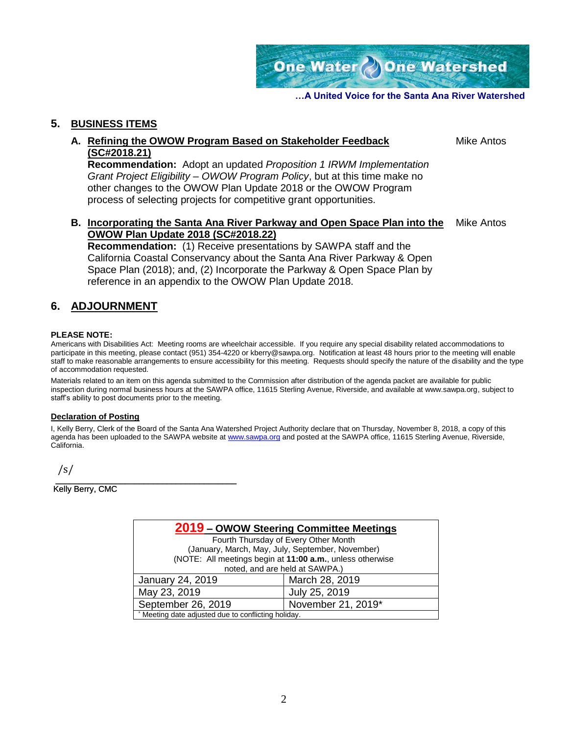One Water One Watershed

**…A United Voice for the Santa Ana River Watershed**

## 5. BUSINESS ITEMS

**A. Refining the OWOW Program Based on Stakeholder Feedback (SC#2018.21)** — Mike Antos

**Recommendation:** Adopt an updated *Proposition 1 IRWM Implementation Grant Project Eligibility – OWOW Program Policy*, but at this time make no other changes to the OWOW Plan Update 2018 or the OWOW Program process of selecting projects for competitive grant opportunities.

**B. Incorporating the Santa Ana River Parkway and Open Space Plan into the OWOW Plan Update 2018 (SC#2018.22)** — Mike Antos

**Recommendation:** (1) Receive presentations by SAWPA staff and the California Coastal Conservancy about the Santa Ana River Parkway & Open Space Plan (2018); and, (2) Incorporate the Parkway & Open Space Plan by reference in an appendix to the OWOW Plan Update 2018.

## 6. ADJOURNMENT

**PLEASE NOTE:**

Americans with Disabilities Act: Meeting rooms are wheelchair accessible. If you require any special disability related accommodations to participate in this meeting, please contact (951) 354-4220 or kberry@sawpa.org. Notification at least 48 hours prior to the meeting will enable staff to make reasonable arrangements to ensure accessibility for this meeting. Requests should specify the nature of the disability and the type of accommodation requested.

Materials related to an item on this agenda submitted to the Commission after distribution of the agenda packet are available for public inspection during normal business hours at the SAWPA office, 11615 Sterling Avenue, Riverside, and available at www.sawpa.org, subject to staff's ability to post documents prior to the meeting.

**Declaration of Posting**

I, Kelly Berry, Clerk of the Board of the Santa Ana Watershed Project Authority declare that on Thursday, November 8, 2018, a copy of this agenda has been uploaded to the SAWPA website at www.sawpa.org and posted at the SAWPA office, 11615 Sterling Avenue, Riverside, California.

/s/
_______________________________
Kelly Berry, CMC

| **2019 – OWOW Steering Committee Meetings**<br>Fourth Thursday of Every Other Month<br>(January, March, May, July, September, November)<br>(NOTE: All meetings begin at **11:00 a.m.**, unless otherwise noted, and are held at SAWPA.) | |
|---|---|
| January 24, 2019 | March 28, 2019 |
| May 23, 2019 | July 25, 2019 |
| September 26, 2019 | November 21, 2019* |
| * Meeting date adjusted due to conflicting holiday. | |